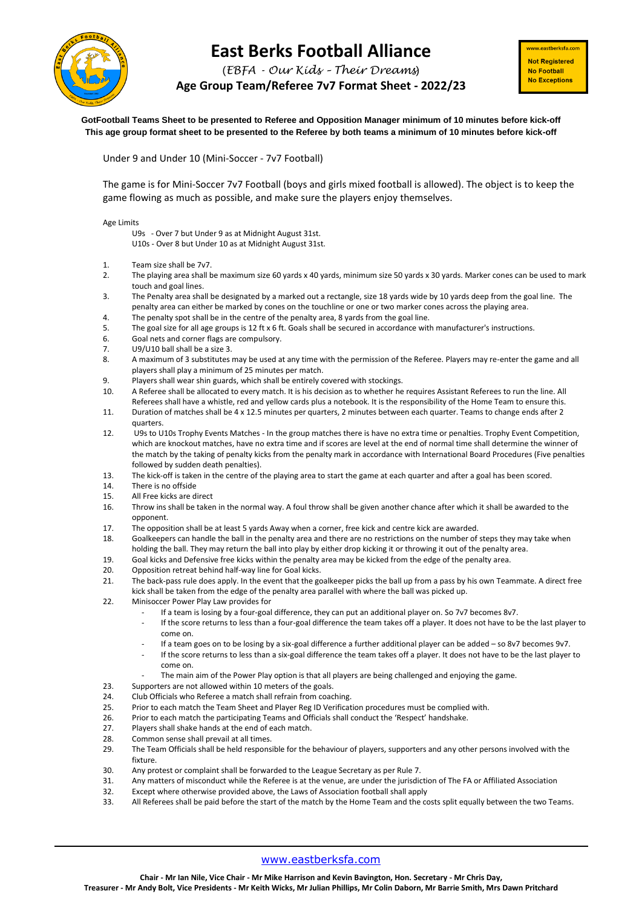# East Berks Football Alliance

*(EBFA - Our Kids - Their Dreams)*

**Age Group Team/Referee 7v7 Format Sheet - 2022/23**

www.eastberksfa.com
**Not Registered**
**No Football**
**No Exceptions**

**GotFootball Teams Sheet to be presented to Referee and Opposition Manager minimum of 10 minutes before kick-off**
**This age group format sheet to be presented to the Referee by both teams a minimum of 10 minutes before kick-off**

Under 9 and Under 10 (Mini-Soccer - 7v7 Football)

The game is for Mini-Soccer 7v7 Football (boys and girls mixed football is allowed). The object is to keep the game flowing as much as possible, and make sure the players enjoy themselves.

Age Limits

U9s - Over 7 but Under 9 as at Midnight August 31st.
U10s - Over 8 but Under 10 as at Midnight August 31st.

1. Team size shall be 7v7.
2. The playing area shall be maximum size 60 yards x 40 yards, minimum size 50 yards x 30 yards. Marker cones can be used to mark touch and goal lines.
3. The Penalty area shall be designated by a marked out a rectangle, size 18 yards wide by 10 yards deep from the goal line. The penalty area can either be marked by cones on the touchline or one or two marker cones across the playing area.
4. The penalty spot shall be in the centre of the penalty area, 8 yards from the goal line.
5. The goal size for all age groups is 12 ft x 6 ft. Goals shall be secured in accordance with manufacturer's instructions.
6. Goal nets and corner flags are compulsory.
7. U9/U10 ball shall be a size 3.
8. A maximum of 3 substitutes may be used at any time with the permission of the Referee. Players may re-enter the game and all players shall play a minimum of 25 minutes per match.
9. Players shall wear shin guards, which shall be entirely covered with stockings.
10. A Referee shall be allocated to every match. It is his decision as to whether he requires Assistant Referees to run the line. All Referees shall have a whistle, red and yellow cards plus a notebook. It is the responsibility of the Home Team to ensure this.
11. Duration of matches shall be 4 x 12.5 minutes per quarters, 2 minutes between each quarter. Teams to change ends after 2 quarters.
12. U9s to U10s Trophy Events Matches - In the group matches there is have no extra time or penalties. Trophy Event Competition, which are knockout matches, have no extra time and if scores are level at the end of normal time shall determine the winner of the match by the taking of penalty kicks from the penalty mark in accordance with International Board Procedures (Five penalties followed by sudden death penalties).
13. The kick-off is taken in the centre of the playing area to start the game at each quarter and after a goal has been scored.
14. There is no offside
15. All Free kicks are direct
16. Throw ins shall be taken in the normal way. A foul throw shall be given another chance after which it shall be awarded to the opponent.
17. The opposition shall be at least 5 yards Away when a corner, free kick and centre kick are awarded.
18. Goalkeepers can handle the ball in the penalty area and there are no restrictions on the number of steps they may take when holding the ball. They may return the ball into play by either drop kicking it or throwing it out of the penalty area.
19. Goal kicks and Defensive free kicks within the penalty area may be kicked from the edge of the penalty area.
20. Opposition retreat behind half-way line for Goal kicks.
21. The back-pass rule does apply. In the event that the goalkeeper picks the ball up from a pass by his own Teammate. A direct free kick shall be taken from the edge of the penalty area parallel with where the ball was picked up.
22. Minisoccer Power Play Law provides for
    - If a team is losing by a four-goal difference, they can put an additional player on. So 7v7 becomes 8v7.
    - If the score returns to less than a four-goal difference the team takes off a player. It does not have to be the last player to come on.
    - If a team goes on to be losing by a six-goal difference a further additional player can be added – so 8v7 becomes 9v7.
    - If the score returns to less than a six-goal difference the team takes off a player. It does not have to be the last player to come on.
    - The main aim of the Power Play option is that all players are being challenged and enjoying the game.
23. Supporters are not allowed within 10 meters of the goals.
24. Club Officials who Referee a match shall refrain from coaching.
25. Prior to each match the Team Sheet and Player Reg ID Verification procedures must be complied with.
26. Prior to each match the participating Teams and Officials shall conduct the 'Respect' handshake.
27. Players shall shake hands at the end of each match.
28. Common sense shall prevail at all times.
29. The Team Officials shall be held responsible for the behaviour of players, supporters and any other persons involved with the fixture.
30. Any protest or complaint shall be forwarded to the League Secretary as per Rule 7.
31. Any matters of misconduct while the Referee is at the venue, are under the jurisdiction of The FA or Affiliated Association
32. Except where otherwise provided above, the Laws of Association football shall apply
33. All Referees shall be paid before the start of the match by the Home Team and the costs split equally between the two Teams.

www.eastberksfa.com

**Chair - Mr Ian Nile, Vice Chair - Mr Mike Harrison and Kevin Bavington, Hon. Secretary - Mr Chris Day,**
**Treasurer - Mr Andy Bolt, Vice Presidents - Mr Keith Wicks, Mr Julian Phillips, Mr Colin Daborn, Mr Barrie Smith, Mrs Dawn Pritchard**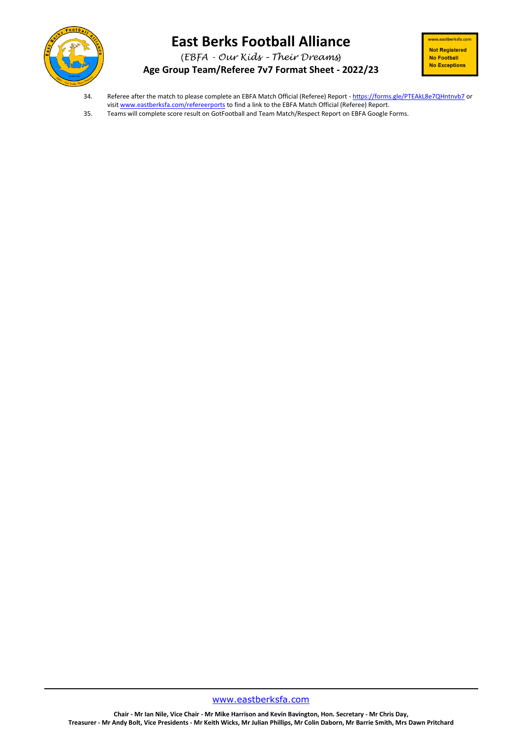34. Referee after the match to please complete an EBFA Match Official (Referee) Report - https://forms.gle/PTEAkL8e7QHntnvb7 or visit www.eastberksfa.com/refereerports to find a link to the EBFA Match Official (Referee) Report.
35. Teams will complete score result on GotFootball and Team Match/Respect Report on EBFA Google Forms.